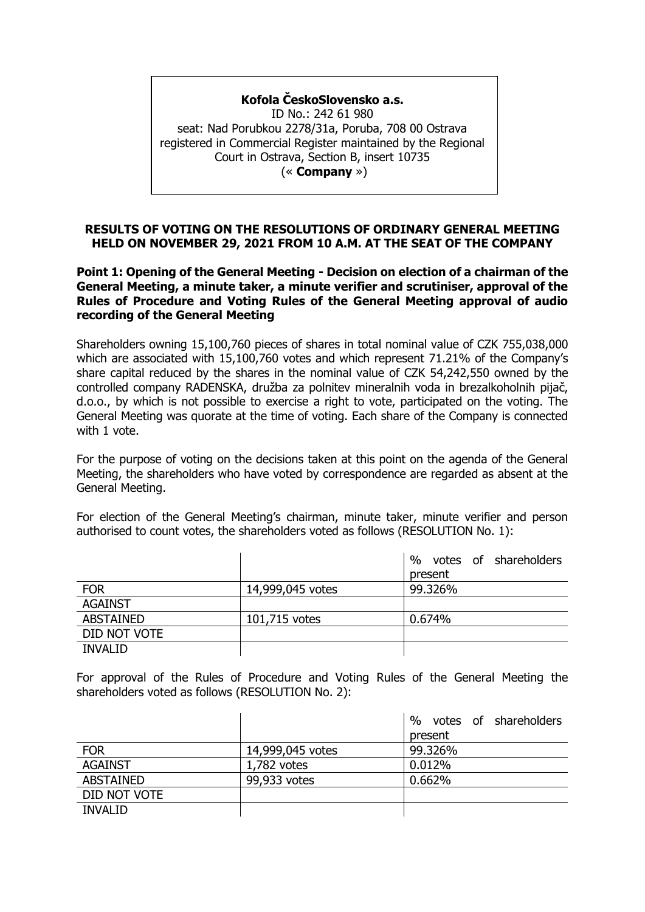**Kofola ČeskoSlovensko a.s.**
ID No.: 242 61 980
seat: Nad Porubkou 2278/31a, Poruba, 708 00 Ostrava
registered in Commercial Register maintained by the Regional Court in Ostrava, Section B, insert 10735
(« **Company** »)

## RESULTS OF VOTING ON THE RESOLUTIONS OF ORDINARY GENERAL MEETING HELD ON NOVEMBER 29, 2021 FROM 10 A.M. AT THE SEAT OF THE COMPANY

### Point 1: Opening of the General Meeting - Decision on election of a chairman of the General Meeting, a minute taker, a minute verifier and scrutiniser, approval of the Rules of Procedure and Voting Rules of the General Meeting approval of audio recording of the General Meeting

Shareholders owning 15,100,760 pieces of shares in total nominal value of CZK 755,038,000 which are associated with 15,100,760 votes and which represent 71.21% of the Company's share capital reduced by the shares in the nominal value of CZK 54,242,550 owned by the controlled company RADENSKA, družba za polnitev mineralnih voda in brezalkoholnih pijač, d.o.o., by which is not possible to exercise a right to vote, participated on the voting. The General Meeting was quorate at the time of voting. Each share of the Company is connected with 1 vote.

For the purpose of voting on the decisions taken at this point on the agenda of the General Meeting, the shareholders who have voted by correspondence are regarded as absent at the General Meeting.

For election of the General Meeting's chairman, minute taker, minute verifier and person authorised to count votes, the shareholders voted as follows (RESOLUTION No. 1):

| | | % votes of shareholders present |
|---|---|---|
| FOR | 14,999,045 votes | 99.326% |
| AGAINST | | |
| ABSTAINED | 101,715 votes | 0.674% |
| DID NOT VOTE | | |
| INVALID | | |

For approval of the Rules of Procedure and Voting Rules of the General Meeting the shareholders voted as follows (RESOLUTION No. 2):

| | | % votes of shareholders present |
|---|---|---|
| FOR | 14,999,045 votes | 99.326% |
| AGAINST | 1,782 votes | 0.012% |
| ABSTAINED | 99,933 votes | 0.662% |
| DID NOT VOTE | | |
| INVALID | | |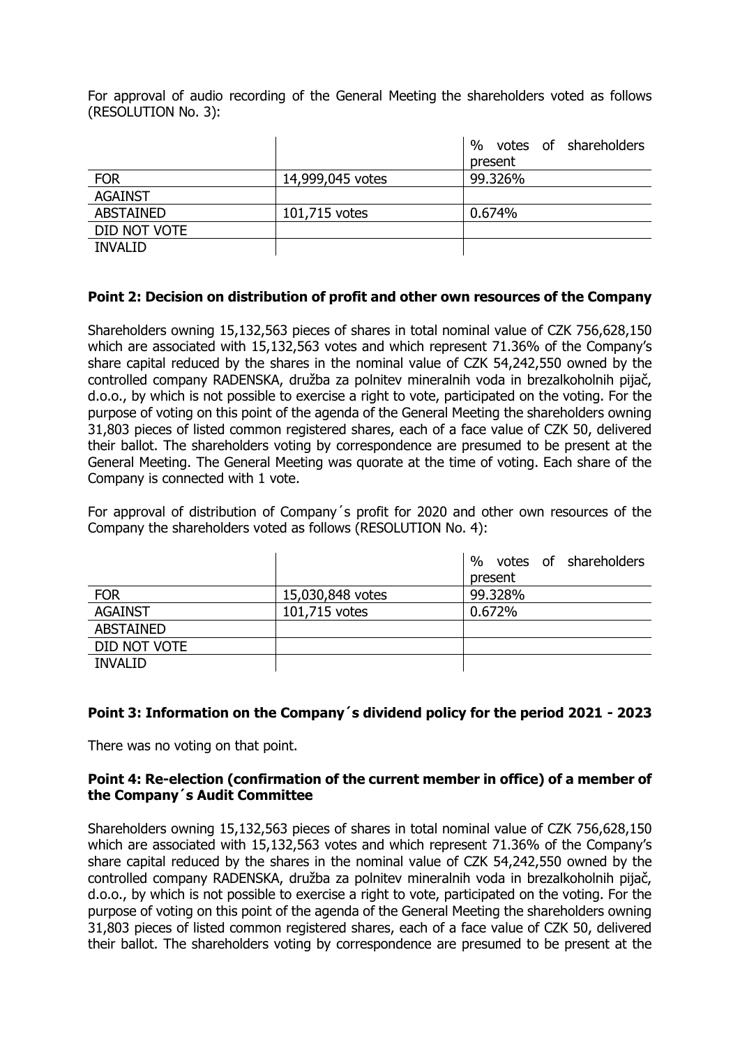For approval of audio recording of the General Meeting the shareholders voted as follows (RESOLUTION No. 3):

| | | % votes of shareholders present |
|---|---|---|
| FOR | 14,999,045 votes | 99.326% |
| AGAINST | | |
| ABSTAINED | 101,715 votes | 0.674% |
| DID NOT VOTE | | |
| INVALID | | |

**Point 2: Decision on distribution of profit and other own resources of the Company**

Shareholders owning 15,132,563 pieces of shares in total nominal value of CZK 756,628,150 which are associated with 15,132,563 votes and which represent 71.36% of the Company's share capital reduced by the shares in the nominal value of CZK 54,242,550 owned by the controlled company RADENSKA, družba za polnitev mineralnih voda in brezalkoholnih pijač, d.o.o., by which is not possible to exercise a right to vote, participated on the voting. For the purpose of voting on this point of the agenda of the General Meeting the shareholders owning 31,803 pieces of listed common registered shares, each of a face value of CZK 50, delivered their ballot. The shareholders voting by correspondence are presumed to be present at the General Meeting. The General Meeting was quorate at the time of voting. Each share of the Company is connected with 1 vote.

For approval of distribution of Company´s profit for 2020 and other own resources of the Company the shareholders voted as follows (RESOLUTION No. 4):

| | | % votes of shareholders present |
|---|---|---|
| FOR | 15,030,848 votes | 99.328% |
| AGAINST | 101,715 votes | 0.672% |
| ABSTAINED | | |
| DID NOT VOTE | | |
| INVALID | | |

**Point 3: Information on the Company´s dividend policy for the period 2021 - 2023**

There was no voting on that point.

**Point 4: Re-election (confirmation of the current member in office) of a member of the Company´s Audit Committee**

Shareholders owning 15,132,563 pieces of shares in total nominal value of CZK 756,628,150 which are associated with 15,132,563 votes and which represent 71.36% of the Company's share capital reduced by the shares in the nominal value of CZK 54,242,550 owned by the controlled company RADENSKA, družba za polnitev mineralnih voda in brezalkoholnih pijač, d.o.o., by which is not possible to exercise a right to vote, participated on the voting. For the purpose of voting on this point of the agenda of the General Meeting the shareholders owning 31,803 pieces of listed common registered shares, each of a face value of CZK 50, delivered their ballot. The shareholders voting by correspondence are presumed to be present at the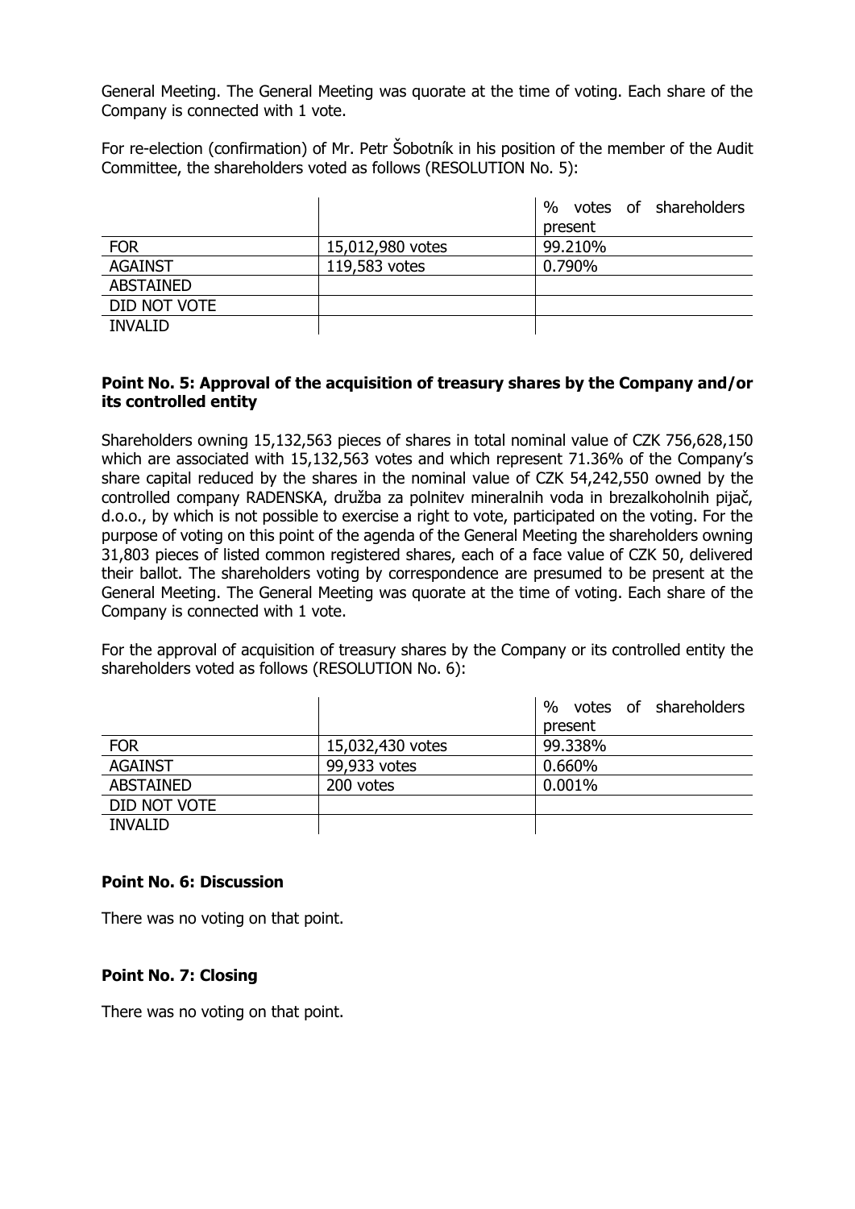General Meeting. The General Meeting was quorate at the time of voting. Each share of the Company is connected with 1 vote.

For re-election (confirmation) of Mr. Petr Šobotník in his position of the member of the Audit Committee, the shareholders voted as follows (RESOLUTION No. 5):

| | | % votes of shareholders present |
|---|---|---|
| FOR | 15,012,980 votes | 99.210% |
| AGAINST | 119,583 votes | 0.790% |
| ABSTAINED | | |
| DID NOT VOTE | | |
| INVALID | | |

**Point No. 5: Approval of the acquisition of treasury shares by the Company and/or its controlled entity**

Shareholders owning 15,132,563 pieces of shares in total nominal value of CZK 756,628,150 which are associated with 15,132,563 votes and which represent 71.36% of the Company's share capital reduced by the shares in the nominal value of CZK 54,242,550 owned by the controlled company RADENSKA, družba za polnitev mineralnih voda in brezalkoholnih pijač, d.o.o., by which is not possible to exercise a right to vote, participated on the voting. For the purpose of voting on this point of the agenda of the General Meeting the shareholders owning 31,803 pieces of listed common registered shares, each of a face value of CZK 50, delivered their ballot. The shareholders voting by correspondence are presumed to be present at the General Meeting. The General Meeting was quorate at the time of voting. Each share of the Company is connected with 1 vote.

For the approval of acquisition of treasury shares by the Company or its controlled entity the shareholders voted as follows (RESOLUTION No. 6):

| | | % votes of shareholders present |
|---|---|---|
| FOR | 15,032,430 votes | 99.338% |
| AGAINST | 99,933 votes | 0.660% |
| ABSTAINED | 200 votes | 0.001% |
| DID NOT VOTE | | |
| INVALID | | |

**Point No. 6: Discussion**

There was no voting on that point.

**Point No. 7: Closing**

There was no voting on that point.